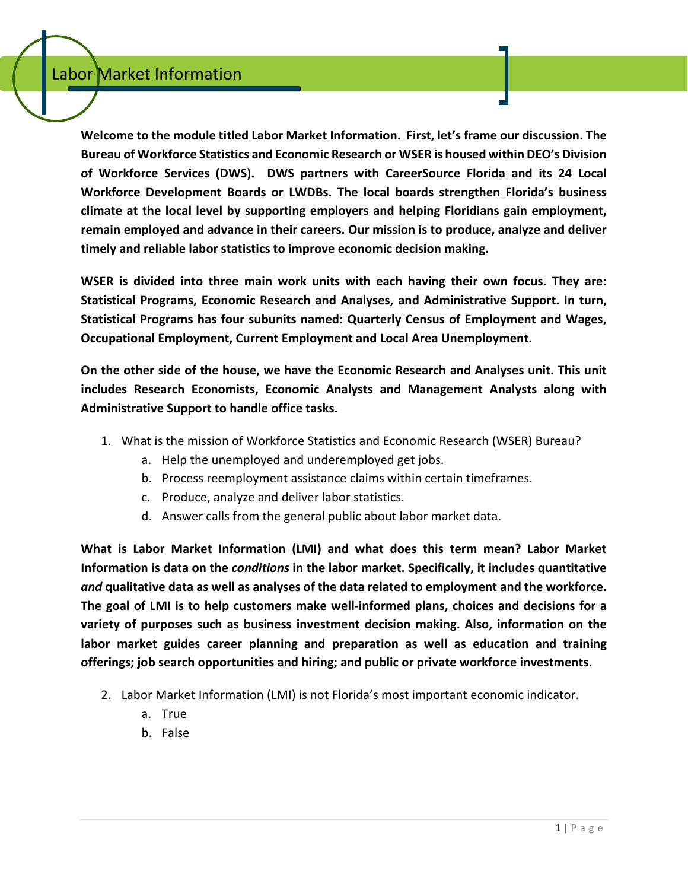# Labor Market Information

**Welcome to the module titled Labor Market Information. First, let's frame our discussion. The Bureau of Workforce Statistics and Economic Research or WSER is housed within DEO's Division of Workforce Services (DWS). DWS partners with CareerSource Florida and its 24 Local Workforce Development Boards or LWDBs. The local boards strengthen Florida's business climate at the local level by supporting employers and helping Floridians gain employment, remain employed and advance in their careers. Our mission is to produce, analyze and deliver timely and reliable labor statistics to improve economic decision making.**

**WSER is divided into three main work units with each having their own focus. They are: Statistical Programs, Economic Research and Analyses, and Administrative Support. In turn, Statistical Programs has four subunits named: Quarterly Census of Employment and Wages, Occupational Employment, Current Employment and Local Area Unemployment.**

**On the other side of the house, we have the Economic Research and Analyses unit. This unit includes Research Economists, Economic Analysts and Management Analysts along with Administrative Support to handle office tasks.**

1. What is the mission of Workforce Statistics and Economic Research (WSER) Bureau?
   a. Help the unemployed and underemployed get jobs.
   b. Process reemployment assistance claims within certain timeframes.
   c. Produce, analyze and deliver labor statistics.
   d. Answer calls from the general public about labor market data.

**What is Labor Market Information (LMI) and what does this term mean? Labor Market Information is data on the *conditions* in the labor market. Specifically, it includes quantitative *and* qualitative data as well as analyses of the data related to employment and the workforce. The goal of LMI is to help customers make well-informed plans, choices and decisions for a variety of purposes such as business investment decision making. Also, information on the labor market guides career planning and preparation as well as education and training offerings; job search opportunities and hiring; and public or private workforce investments.**

2. Labor Market Information (LMI) is not Florida's most important economic indicator.
   a. True
   b. False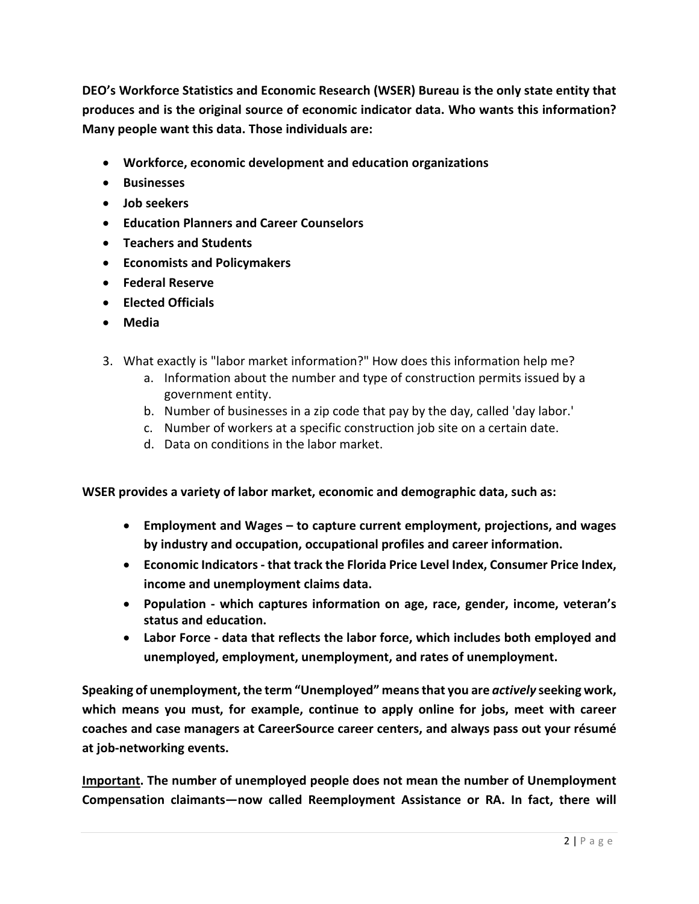**DEO's Workforce Statistics and Economic Research (WSER) Bureau is the only state entity that produces and is the original source of economic indicator data. Who wants this information? Many people want this data. Those individuals are:**

- **Workforce, economic development and education organizations**
- **Businesses**
- **Job seekers**
- **Education Planners and Career Counselors**
- **Teachers and Students**
- **Economists and Policymakers**
- **Federal Reserve**
- **Elected Officials**
- **Media**

3. What exactly is "labor market information?" How does this information help me?
    a. Information about the number and type of construction permits issued by a government entity.
    b. Number of businesses in a zip code that pay by the day, called 'day labor.'
    c. Number of workers at a specific construction job site on a certain date.
    d. Data on conditions in the labor market.

**WSER provides a variety of labor market, economic and demographic data, such as:**

- **Employment and Wages – to capture current employment, projections, and wages by industry and occupation, occupational profiles and career information.**
- **Economic Indicators - that track the Florida Price Level Index, Consumer Price Index, income and unemployment claims data.**
- **Population - which captures information on age, race, gender, income, veteran's status and education.**
- **Labor Force - data that reflects the labor force, which includes both employed and unemployed, employment, unemployment, and rates of unemployment.**

**Speaking of unemployment, the term "Unemployed" means that you are *actively* seeking work, which means you must, for example, continue to apply online for jobs, meet with career coaches and case managers at CareerSource career centers, and always pass out your résumé at job-networking events.**

**<u>Important</u>. The number of unemployed people does not mean the number of Unemployment Compensation claimants—now called Reemployment Assistance or RA. In fact, there will**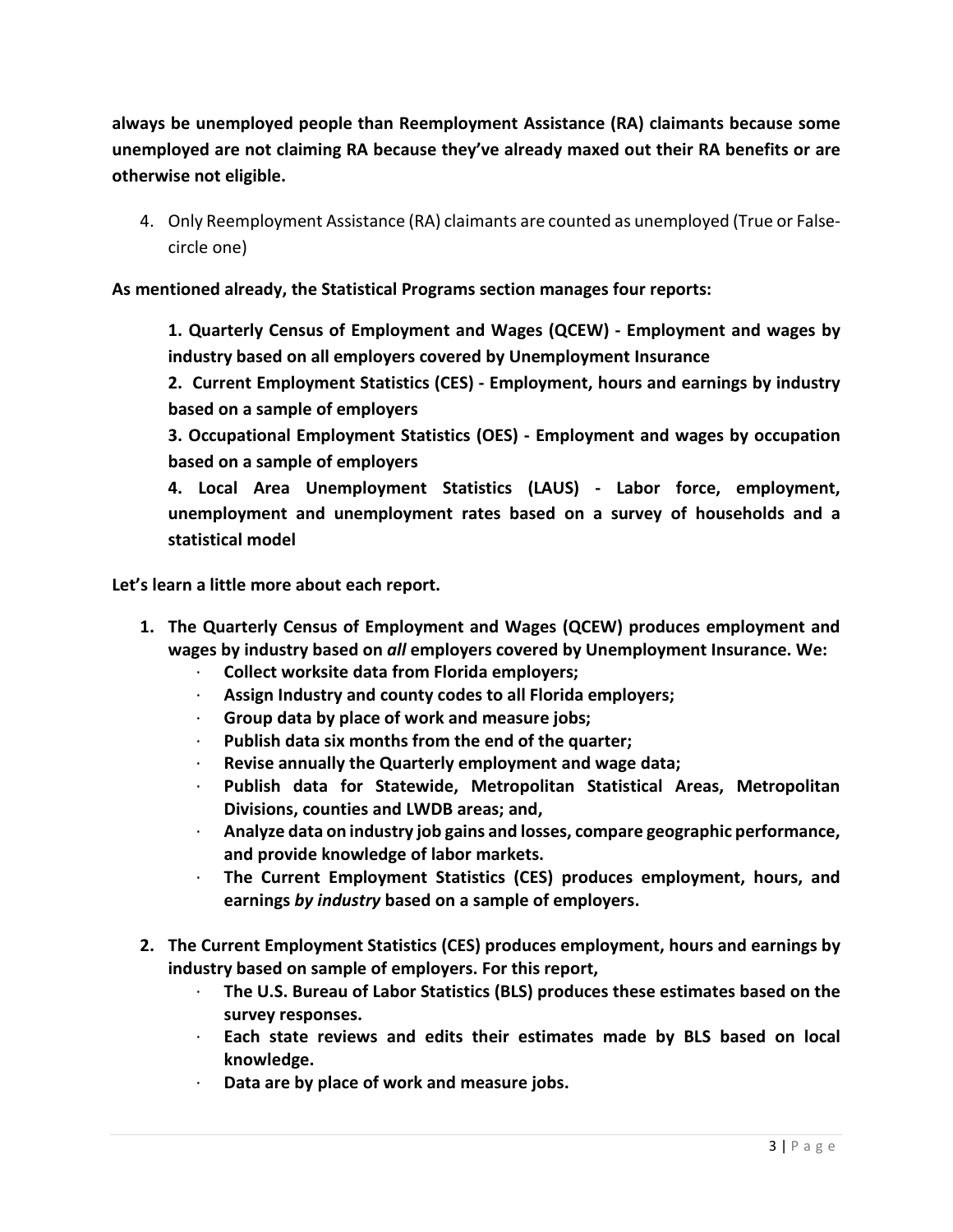**always be unemployed people than Reemployment Assistance (RA) claimants because some unemployed are not claiming RA because they've already maxed out their RA benefits or are otherwise not eligible.**

4. Only Reemployment Assistance (RA) claimants are counted as unemployed (True or False- circle one)

**As mentioned already, the Statistical Programs section manages four reports:**

> **1. Quarterly Census of Employment and Wages (QCEW) - Employment and wages by industry based on all employers covered by Unemployment Insurance**
>
> **2. Current Employment Statistics (CES) - Employment, hours and earnings by industry based on a sample of employers**
>
> **3. Occupational Employment Statistics (OES) - Employment and wages by occupation based on a sample of employers**
>
> **4. Local Area Unemployment Statistics (LAUS) - Labor force, employment, unemployment and unemployment rates based on a survey of households and a statistical model**

**Let's learn a little more about each report.**

1. **The Quarterly Census of Employment and Wages (QCEW) produces employment and wages by industry based on *all* employers covered by Unemployment Insurance. We:**
   - **Collect worksite data from Florida employers;**
   - **Assign Industry and county codes to all Florida employers;**
   - **Group data by place of work and measure jobs;**
   - **Publish data six months from the end of the quarter;**
   - **Revise annually the Quarterly employment and wage data;**
   - **Publish data for Statewide, Metropolitan Statistical Areas, Metropolitan Divisions, counties and LWDB areas; and,**
   - **Analyze data on industry job gains and losses, compare geographic performance, and provide knowledge of labor markets.**
   - **The Current Employment Statistics (CES) produces employment, hours, and earnings *by industry* based on a sample of employers.**

2. **The Current Employment Statistics (CES) produces employment, hours and earnings by industry based on sample of employers. For this report,**
   - **The U.S. Bureau of Labor Statistics (BLS) produces these estimates based on the survey responses.**
   - **Each state reviews and edits their estimates made by BLS based on local knowledge.**
   - **Data are by place of work and measure jobs.**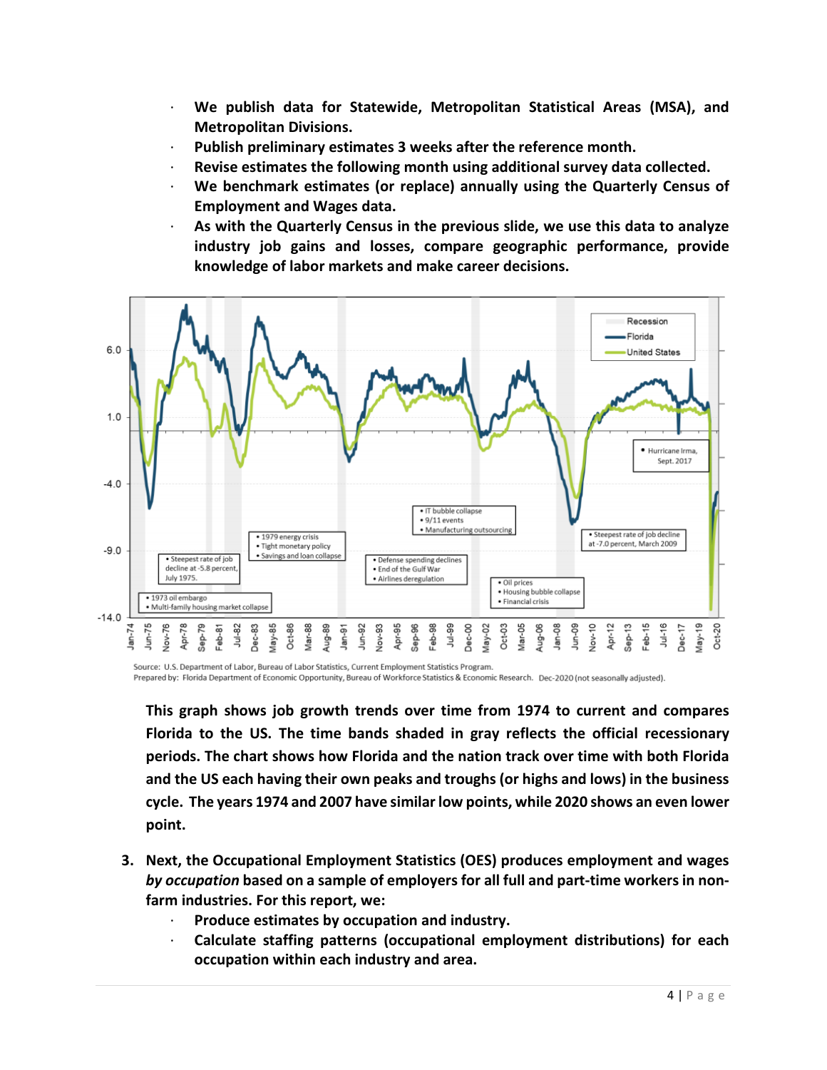- We publish data for Statewide, Metropolitan Statistical Areas (MSA), and Metropolitan Divisions.
- Publish preliminary estimates 3 weeks after the reference month.
- Revise estimates the following month using additional survey data collected.
- We benchmark estimates (or replace) annually using the Quarterly Census of Employment and Wages data.
- As with the Quarterly Census in the previous slide, we use this data to analyze industry job gains and losses, compare geographic performance, provide knowledge of labor markets and make career decisions.

Source: U.S. Department of Labor, Bureau of Labor Statistics, Current Employment Statistics Program.
Prepared by: Florida Department of Economic Opportunity, Bureau of Workforce Statistics & Economic Research. Dec-2020 (not seasonally adjusted).

**This graph shows job growth trends over time from 1974 to current and compares Florida to the US. The time bands shaded in gray reflects the official recessionary periods. The chart shows how Florida and the nation track over time with both Florida and the US each having their own peaks and troughs (or highs and lows) in the business cycle. The years 1974 and 2007 have similar low points, while 2020 shows an even lower point.**

3. **Next, the Occupational Employment Statistics (OES) produces employment and wages *by occupation* based on a sample of employers for all full and part-time workers in non-farm industries. For this report, we:**
   - **Produce estimates by occupation and industry.**
   - **Calculate staffing patterns (occupational employment distributions) for each occupation within each industry and area.**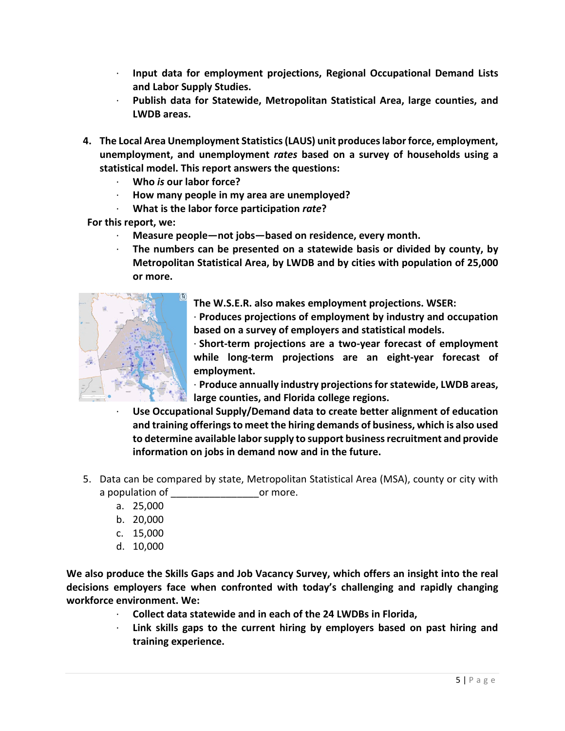- **Input data for employment projections, Regional Occupational Demand Lists and Labor Supply Studies.**
- **Publish data for Statewide, Metropolitan Statistical Area, large counties, and LWDB areas.**

4. **The Local Area Unemployment Statistics (LAUS) unit produces labor force, employment, unemployment, and unemployment *rates* based on a survey of households using a statistical model. This report answers the questions:**
   - **Who *is* our labor force?**
   - **How many people in my area are unemployed?**
   - **What is the labor force participation *rate*?**

**For this report, we:**

- **Measure people—not jobs—based on residence, every month.**
- **The numbers can be presented on a statewide basis or divided by county, by Metropolitan Statistical Area, by LWDB and by cities with population of 25,000 or more.**

**The W.S.E.R. also makes employment projections. WSER:**

- **Produces projections of employment by industry and occupation based on a survey of employers and statistical models.**
- **Short-term projections are a two-year forecast of employment while long-term projections are an eight-year forecast of employment.**
- **Produce annually industry projections for statewide, LWDB areas, large counties, and Florida college regions.**
- **Use Occupational Supply/Demand data to create better alignment of education and training offerings to meet the hiring demands of business, which is also used to determine available labor supply to support business recruitment and provide information on jobs in demand now and in the future.**

5. Data can be compared by state, Metropolitan Statistical Area (MSA), county or city with a population of ________________or more.
   a. 25,000
   b. 20,000
   c. 15,000
   d. 10,000

**We also produce the Skills Gaps and Job Vacancy Survey, which offers an insight into the real decisions employers face when confronted with today's challenging and rapidly changing workforce environment. We:**

- **Collect data statewide and in each of the 24 LWDBs in Florida,**
- **Link skills gaps to the current hiring by employers based on past hiring and training experience.**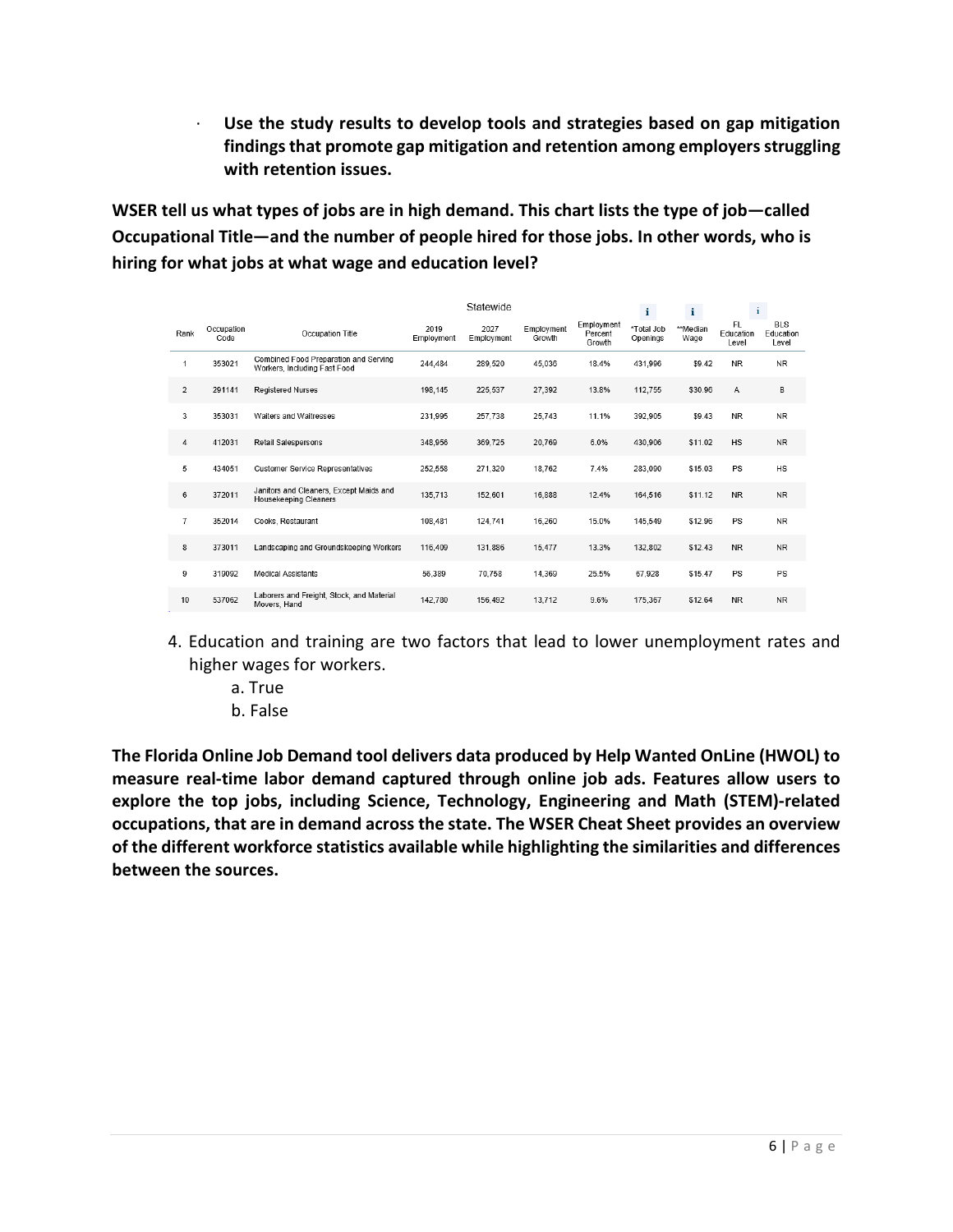- **Use the study results to develop tools and strategies based on gap mitigation findings that promote gap mitigation and retention among employers struggling with retention issues.**

**WSER tell us what types of jobs are in high demand. This chart lists the type of job—called Occupational Title—and the number of people hired for those jobs. In other words, who is hiring for what jobs at what wage and education level?**

| | | | Statewide | | | | | | | |
|---|---|---|---|---|---|---|---|---|---|---|
| Rank | Occupation Code | Occupation Title | 2019 Employment | 2027 Employment | Employment Growth | Employment Percent Growth | *Total Job Openings | **Median Wage | FL Education Level | BLS Education Level |
| 1 | 353021 | Combined Food Preparation and Serving Workers, Including Fast Food | 244,484 | 289,520 | 45,036 | 18.4% | 431,996 | $9.42 | NR | NR |
| 2 | 291141 | Registered Nurses | 198,145 | 225,537 | 27,392 | 13.8% | 112,755 | $30.96 | A | B |
| 3 | 353031 | Waiters and Waitresses | 231,995 | 257,738 | 25,743 | 11.1% | 392,905 | $9.43 | NR | NR |
| 4 | 412031 | Retail Salespersons | 348,956 | 369,725 | 20,769 | 6.0% | 430,906 | $11.02 | HS | NR |
| 5 | 434051 | Customer Service Representatives | 252,558 | 271,320 | 18,762 | 7.4% | 283,090 | $15.03 | PS | HS |
| 6 | 372011 | Janitors and Cleaners, Except Maids and Housekeeping Cleaners | 135,713 | 152,601 | 16,888 | 12.4% | 164,516 | $11.12 | NR | NR |
| 7 | 352014 | Cooks, Restaurant | 108,481 | 124,741 | 16,260 | 15.0% | 145,549 | $12.96 | PS | NR |
| 8 | 373011 | Landscaping and Groundskeeping Workers | 116,409 | 131,886 | 15,477 | 13.3% | 132,802 | $12.43 | NR | NR |
| 9 | 319092 | Medical Assistants | 56,389 | 70,758 | 14,369 | 25.5% | 67,928 | $15.47 | PS | PS |
| 10 | 537062 | Laborers and Freight, Stock, and Material Movers, Hand | 142,780 | 156,492 | 13,712 | 9.6% | 175,367 | $12.64 | NR | NR |

4. Education and training are two factors that lead to lower unemployment rates and higher wages for workers.
   a. True
   b. False

**The Florida Online Job Demand tool delivers data produced by Help Wanted OnLine (HWOL) to measure real-time labor demand captured through online job ads. Features allow users to explore the top jobs, including Science, Technology, Engineering and Math (STEM)-related occupations, that are in demand across the state. The WSER Cheat Sheet provides an overview of the different workforce statistics available while highlighting the similarities and differences between the sources.**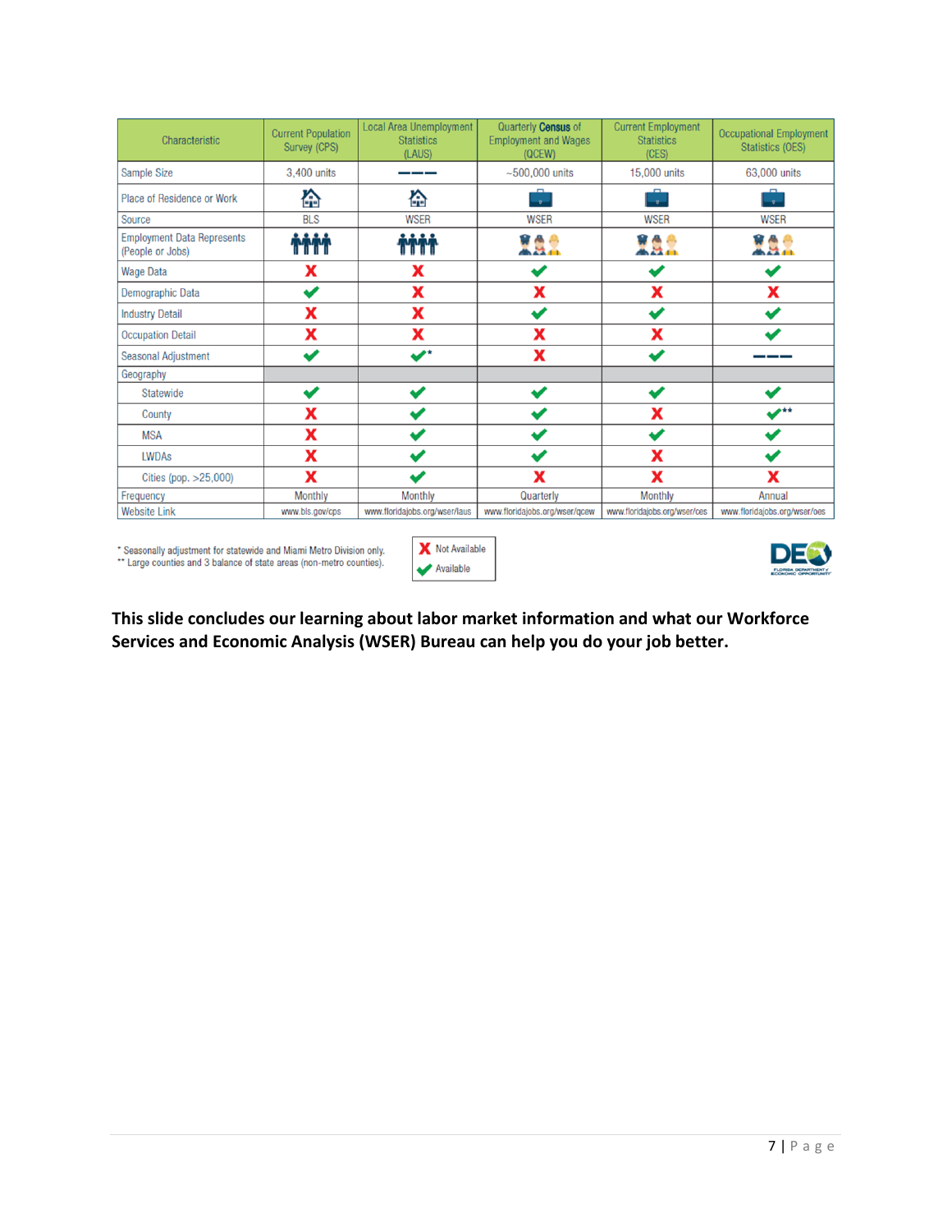| Characteristic | Current Population Survey (CPS) | Local Area Unemployment Statistics (LAUS) | Quarterly Census of Employment and Wages (QCEW) | Current Employment Statistics (CES) | Occupational Employment Statistics (OES) |
|---|---|---|---|---|---|
| Sample Size | 3,400 units | ——— | ~500,000 units | 15,000 units | 63,000 units |
| Place of Residence or Work | Residence | Residence | Work | Work | Work |
| Source | BLS | WSER | WSER | WSER | WSER |
| Employment Data Represents (People or Jobs) | People | People | Jobs | Jobs | Jobs |
| Wage Data | ✗ | ✗ | ✔ | ✔ | ✔ |
| Demographic Data | ✔ | ✗ | ✗ | ✗ | ✗ |
| Industry Detail | ✗ | ✗ | ✔ | ✔ | ✔ |
| Occupation Detail | ✗ | ✗ | ✗ | ✗ | ✔ |
| Seasonal Adjustment | ✔ | ✔* | ✗ | ✔ | ——— |
| Geography | | | | | |
| Statewide | ✔ | ✔ | ✔ | ✔ | ✔ |
| County | ✗ | ✔ | ✔ | ✗ | ✔** |
| MSA | ✗ | ✔ | ✔ | ✔ | ✔ |
| LWDAs | ✗ | ✔ | ✔ | ✗ | ✔ |
| Cities (pop. >25,000) | ✗ | ✔ | ✗ | ✗ | ✗ |
| Frequency | Monthly | Monthly | Quarterly | Monthly | Annual |
| Website Link | www.bls.gov/cps | www.floridajobs.org/wser/laus | www.floridajobs.org/wser/qcew | www.floridajobs.org/wser/ces | www.floridajobs.org/wser/oes |

\* Seasonally adjustment for statewide and Miami Metro Division only.
\*\* Large counties and 3 balance of state areas (non-metro counties).

✗ Not Available
✔ Available

DEO — Florida Department of Economic Opportunity

**This slide concludes our learning about labor market information and what our Workforce Services and Economic Analysis (WSER) Bureau can help you do your job better.**